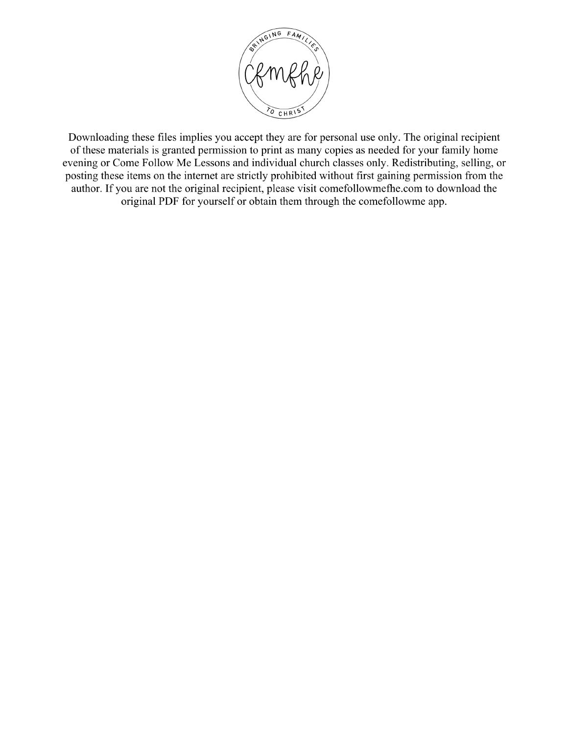Downloading these files implies you accept they are for personal use only. The original recipient of these materials is granted permission to print as many copies as needed for your family home evening or Come Follow Me Lessons and individual church classes only. Redistributing, selling, or posting these items on the internet are strictly prohibited without first gaining permission from the author. If you are not the original recipient, please visit comefollowmefhe.com to download the original PDF for yourself or obtain them through the comefollowme app.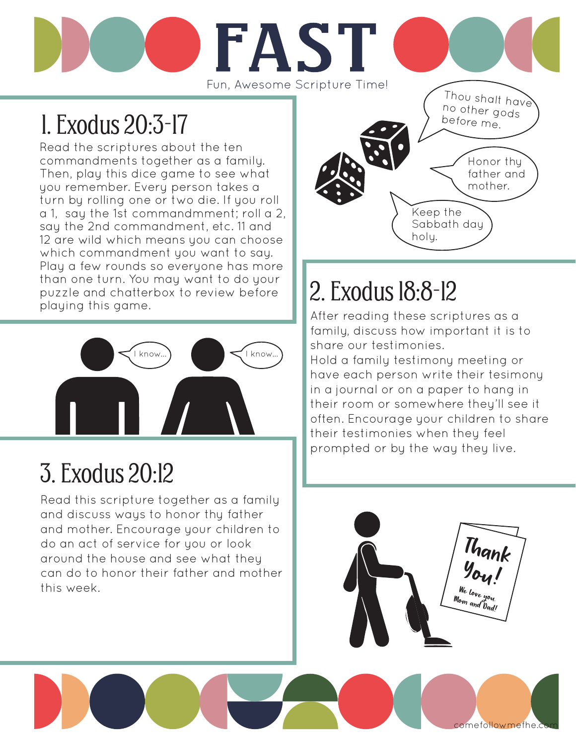# FAST

Fun, Awesome Scripture Time!

## 1. Exodus 20:3-17

Read the scriptures about the ten commandments together as a family. Then, play this dice game to see what you remember. Every person takes a turn by rolling one or two die. If you roll a 1, say the 1st commandmment; roll a 2, say the 2nd commandment, etc. 11 and 12 are wild which means you can choose which commandment you want to say. Play a few rounds so everyone has more than one turn. You may want to do your puzzle and chatterbox to review before playing this game.

Thou shalt have no other gods before me.

Honor thy father and mother.

Keep the Sabbath day holy.

I know...

I know...

## 2. Exodus 18:8-12

After reading these scriptures as a family, discuss how important it is to share our testimonies.
Hold a family testimony meeting or have each person write their tesimony in a journal or on a paper to hang in their room or somewhere they'll see it often. Encourage your children to share their testimonies when they feel prompted or by the way they live.

## 3. Exodus 20:12

Read this scripture together as a family and discuss ways to honor thy father and mother. Encourage your children to do an act of service for you or look around the house and see what they can do to honor their father and mother this week.

Thank You! We love you, Mom and Dad!

comefollowmefhe.com